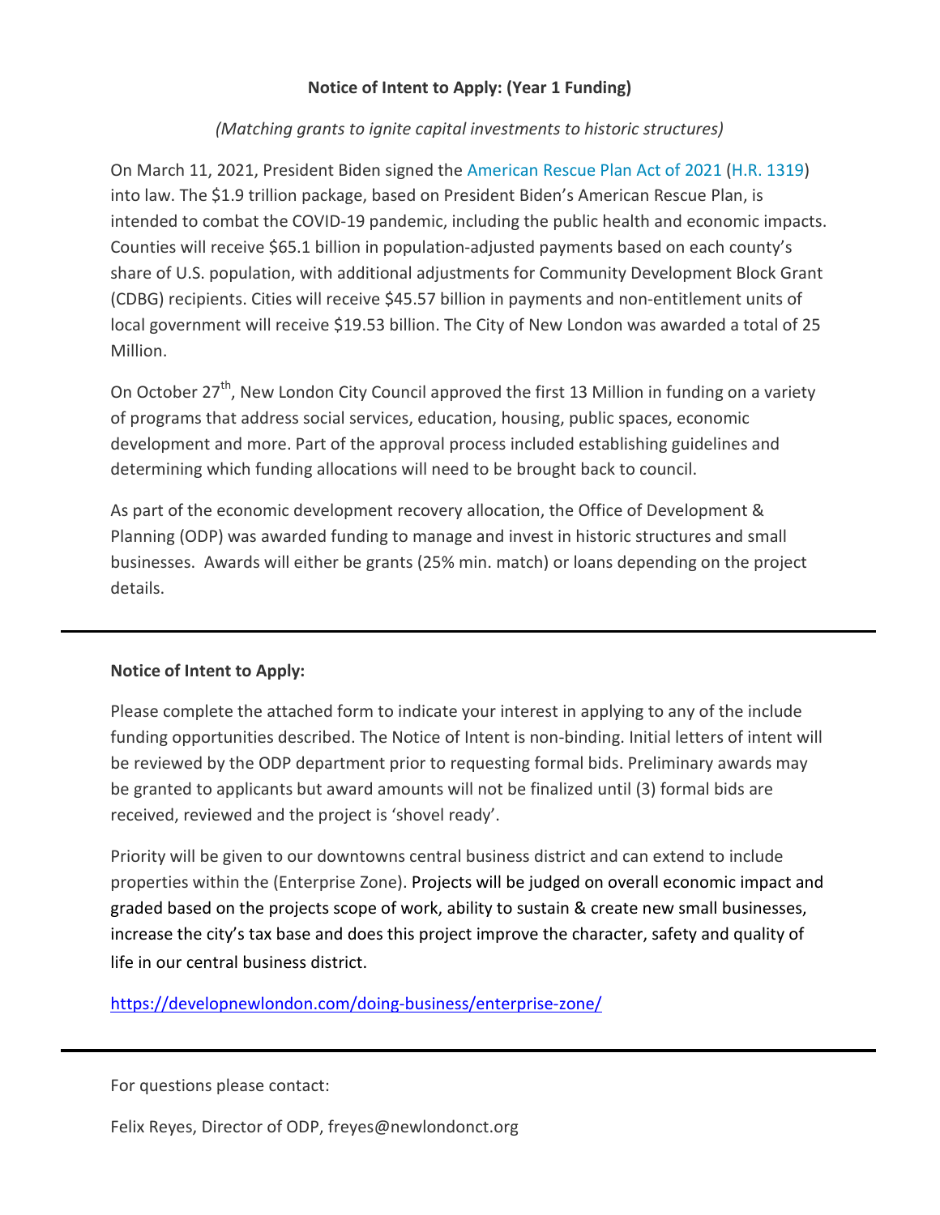**Notice of Intent to Apply: (Year 1 Funding)**

*(Matching grants to ignite capital investments to historic structures)*

On March 11, 2021, President Biden signed the American Rescue Plan Act of 2021 (H.R. 1319) into law. The $1.9 trillion package, based on President Biden's American Rescue Plan, is intended to combat the COVID-19 pandemic, including the public health and economic impacts. Counties will receive $65.1 billion in population-adjusted payments based on each county's share of U.S. population, with additional adjustments for Community Development Block Grant (CDBG) recipients. Cities will receive $45.57 billion in payments and non-entitlement units of local government will receive $19.53 billion. The City of New London was awarded a total of 25 Million.

On October 27th, New London City Council approved the first 13 Million in funding on a variety of programs that address social services, education, housing, public spaces, economic development and more. Part of the approval process included establishing guidelines and determining which funding allocations will need to be brought back to council.

As part of the economic development recovery allocation, the Office of Development & Planning (ODP) was awarded funding to manage and invest in historic structures and small businesses. Awards will either be grants (25% min. match) or loans depending on the project details.

---

**Notice of Intent to Apply:**

Please complete the attached form to indicate your interest in applying to any of the include funding opportunities described. The Notice of Intent is non-binding. Initial letters of intent will be reviewed by the ODP department prior to requesting formal bids. Preliminary awards may be granted to applicants but award amounts will not be finalized until (3) formal bids are received, reviewed and the project is 'shovel ready'.

Priority will be given to our downtowns central business district and can extend to include properties within the (Enterprise Zone). Projects will be judged on overall economic impact and graded based on the projects scope of work, ability to sustain & create new small businesses, increase the city's tax base and does this project improve the character, safety and quality of life in our central business district.

https://developnewlondon.com/doing-business/enterprise-zone/

---

For questions please contact:

Felix Reyes, Director of ODP, freyes@newlondonct.org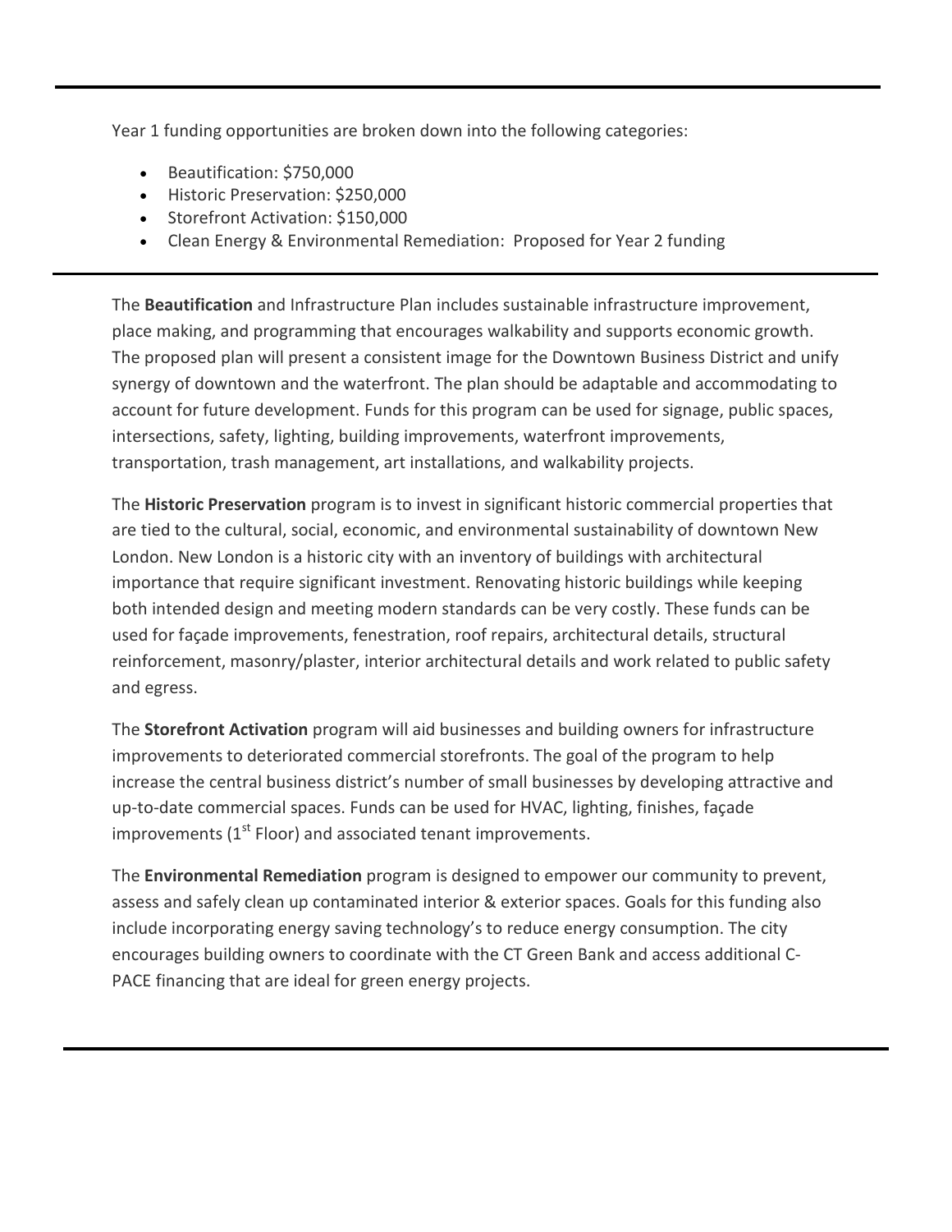Year 1 funding opportunities are broken down into the following categories:

- Beautification: $750,000
- Historic Preservation: $250,000
- Storefront Activation: $150,000
- Clean Energy & Environmental Remediation: Proposed for Year 2 funding

The **Beautification** and Infrastructure Plan includes sustainable infrastructure improvement, place making, and programming that encourages walkability and supports economic growth. The proposed plan will present a consistent image for the Downtown Business District and unify synergy of downtown and the waterfront. The plan should be adaptable and accommodating to account for future development. Funds for this program can be used for signage, public spaces, intersections, safety, lighting, building improvements, waterfront improvements, transportation, trash management, art installations, and walkability projects.

The **Historic Preservation** program is to invest in significant historic commercial properties that are tied to the cultural, social, economic, and environmental sustainability of downtown New London. New London is a historic city with an inventory of buildings with architectural importance that require significant investment. Renovating historic buildings while keeping both intended design and meeting modern standards can be very costly. These funds can be used for façade improvements, fenestration, roof repairs, architectural details, structural reinforcement, masonry/plaster, interior architectural details and work related to public safety and egress.

The **Storefront Activation** program will aid businesses and building owners for infrastructure improvements to deteriorated commercial storefronts. The goal of the program to help increase the central business district's number of small businesses by developing attractive and up-to-date commercial spaces. Funds can be used for HVAC, lighting, finishes, façade improvements (1st Floor) and associated tenant improvements.

The **Environmental Remediation** program is designed to empower our community to prevent, assess and safely clean up contaminated interior & exterior spaces. Goals for this funding also include incorporating energy saving technology's to reduce energy consumption. The city encourages building owners to coordinate with the CT Green Bank and access additional C-PACE financing that are ideal for green energy projects.